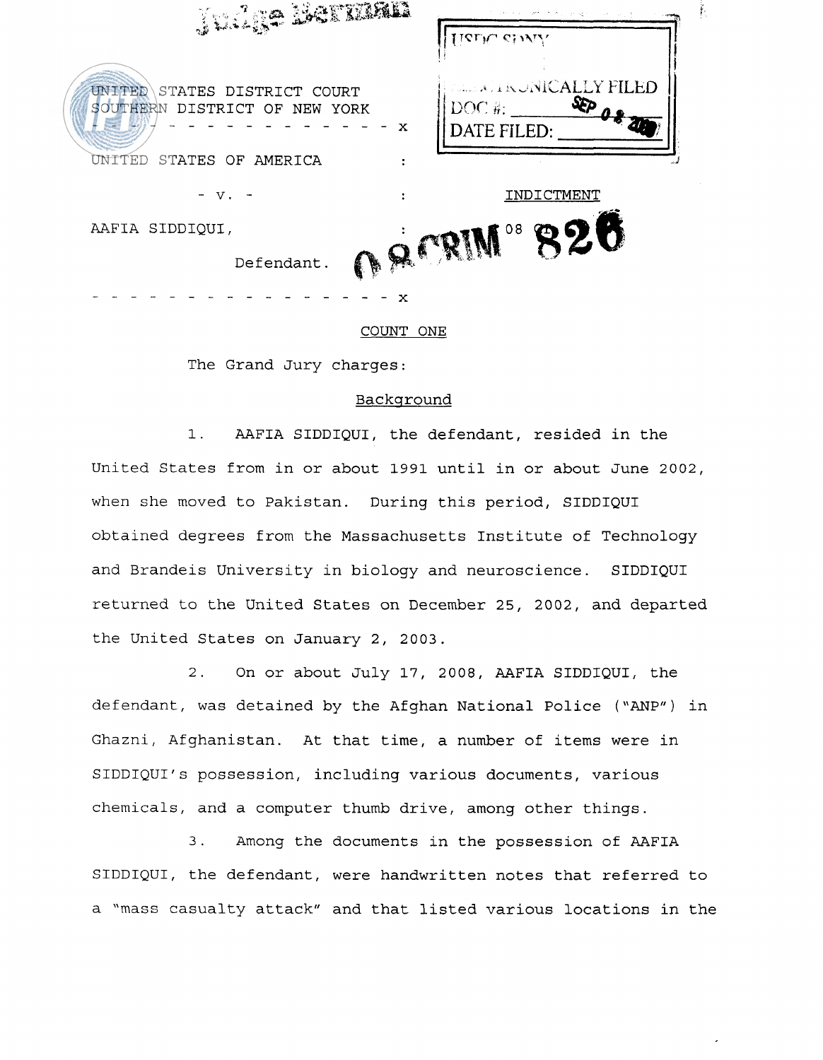Judge Berman

| | |
|---|---|
| UNITED STATES DISTRICT COURT<br>SOUTHERN DISTRICT OF NEW YORK | USDC SDNY<br>ELECTRONICALLY FILED<br>DOC #: \_\_\_\_\_\_<br>DATE FILED: SEP 02 2008 |

\- - - - - - - - - - - - - - - - - - x

UNITED STATES OF AMERICA :

\- v. - : INDICTMENT

AAFIA SIDDIQUI, : 08 Cr. 08 CRIM 826

Defendant. :

\- - - - - - - - - - - - - - - - - - x

## COUNT ONE

The Grand Jury charges:

### Background

1. AAFIA SIDDIQUI, the defendant, resided in the United States from in or about 1991 until in or about June 2002, when she moved to Pakistan. During this period, SIDDIQUI obtained degrees from the Massachusetts Institute of Technology and Brandeis University in biology and neuroscience. SIDDIQUI returned to the United States on December 25, 2002, and departed the United States on January 2, 2003.

2. On or about July 17, 2008, AAFIA SIDDIQUI, the defendant, was detained by the Afghan National Police ("ANP") in Ghazni, Afghanistan. At that time, a number of items were in SIDDIQUI's possession, including various documents, various chemicals, and a computer thumb drive, among other things.

3. Among the documents in the possession of AAFIA SIDDIQUI, the defendant, were handwritten notes that referred to a "mass casualty attack" and that listed various locations in the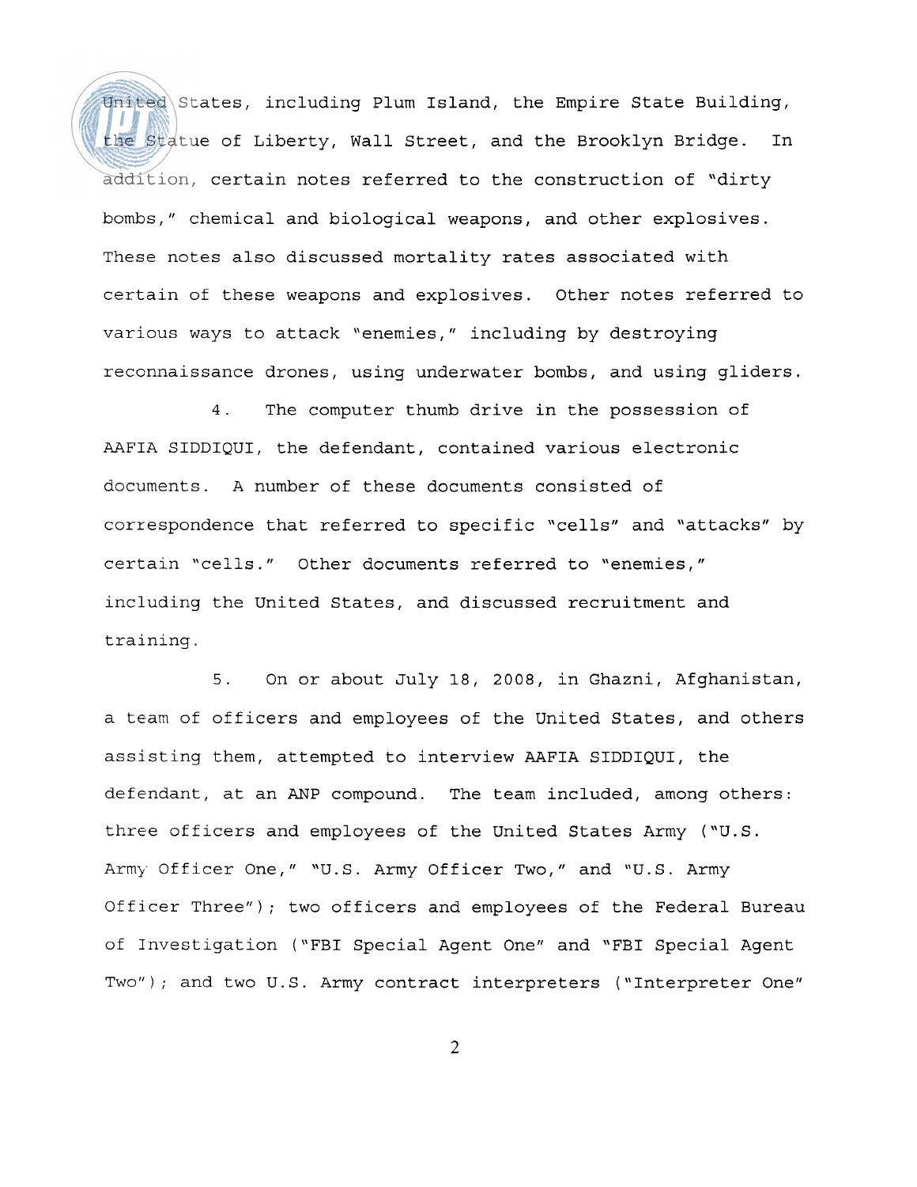United States, including Plum Island, the Empire State Building, the Statue of Liberty, Wall Street, and the Brooklyn Bridge. In addition, certain notes referred to the construction of "dirty bombs," chemical and biological weapons, and other explosives. These notes also discussed mortality rates associated with certain of these weapons and explosives. Other notes referred to various ways to attack "enemies," including by destroying reconnaissance drones, using underwater bombs, and using gliders.

4. The computer thumb drive in the possession of AAFIA SIDDIQUI, the defendant, contained various electronic documents. A number of these documents consisted of correspondence that referred to specific "cells" and "attacks" by certain "cells." Other documents referred to "enemies," including the United States, and discussed recruitment and training.

5. On or about July 18, 2008, in Ghazni, Afghanistan, a team of officers and employees of the United States, and others assisting them, attempted to interview AAFIA SIDDIQUI, the defendant, at an ANP compound. The team included, among others: three officers and employees of the United States Army ("U.S. Army Officer One," "U.S. Army Officer Two," and "U.S. Army Officer Three"); two officers and employees of the Federal Bureau of Investigation ("FBI Special Agent One" and "FBI Special Agent Two"); and two U.S. Army contract interpreters ("Interpreter One"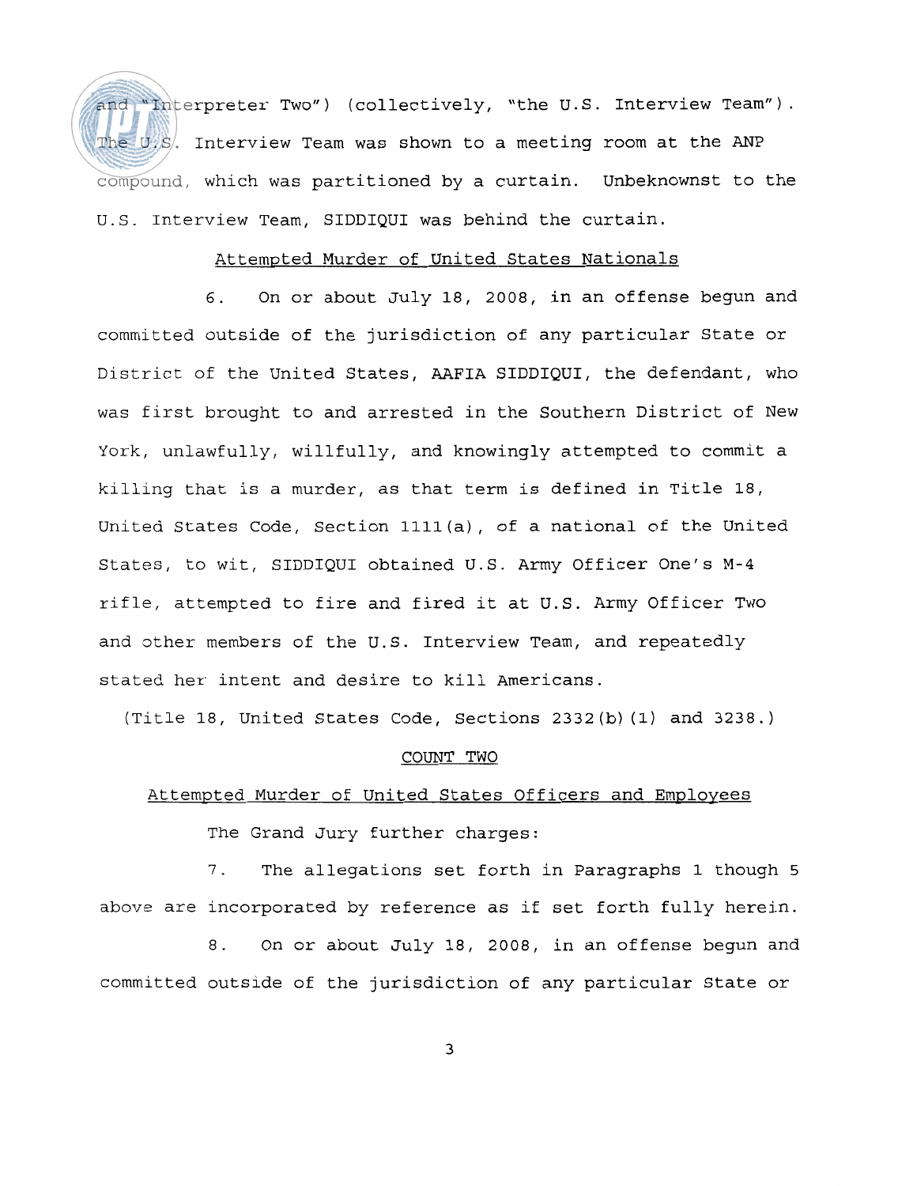and "Interpreter Two") (collectively, "the U.S. Interview Team"). The U.S. Interview Team was shown to a meeting room at the ANP compound, which was partitioned by a curtain. Unbeknownst to the U.S. Interview Team, SIDDIQUI was behind the curtain.

Attempted Murder of United States Nationals

6. On or about July 18, 2008, in an offense begun and committed outside of the jurisdiction of any particular State or District of the United States, AAFIA SIDDIQUI, the defendant, who was first brought to and arrested in the Southern District of New York, unlawfully, willfully, and knowingly attempted to commit a killing that is a murder, as that term is defined in Title 18, United States Code, Section 1111(a), of a national of the United States, to wit, SIDDIQUI obtained U.S. Army Officer One's M-4 rifle, attempted to fire and fired it at U.S. Army Officer Two and other members of the U.S. Interview Team, and repeatedly stated her intent and desire to kill Americans.

(Title 18, United States Code, Sections 2332(b)(1) and 3238.)

COUNT TWO

Attempted Murder of United States Officers and Employees

The Grand Jury further charges:

7. The allegations set forth in Paragraphs 1 though 5 above are incorporated by reference as if set forth fully herein.

8. On or about July 18, 2008, in an offense begun and committed outside of the jurisdiction of any particular State or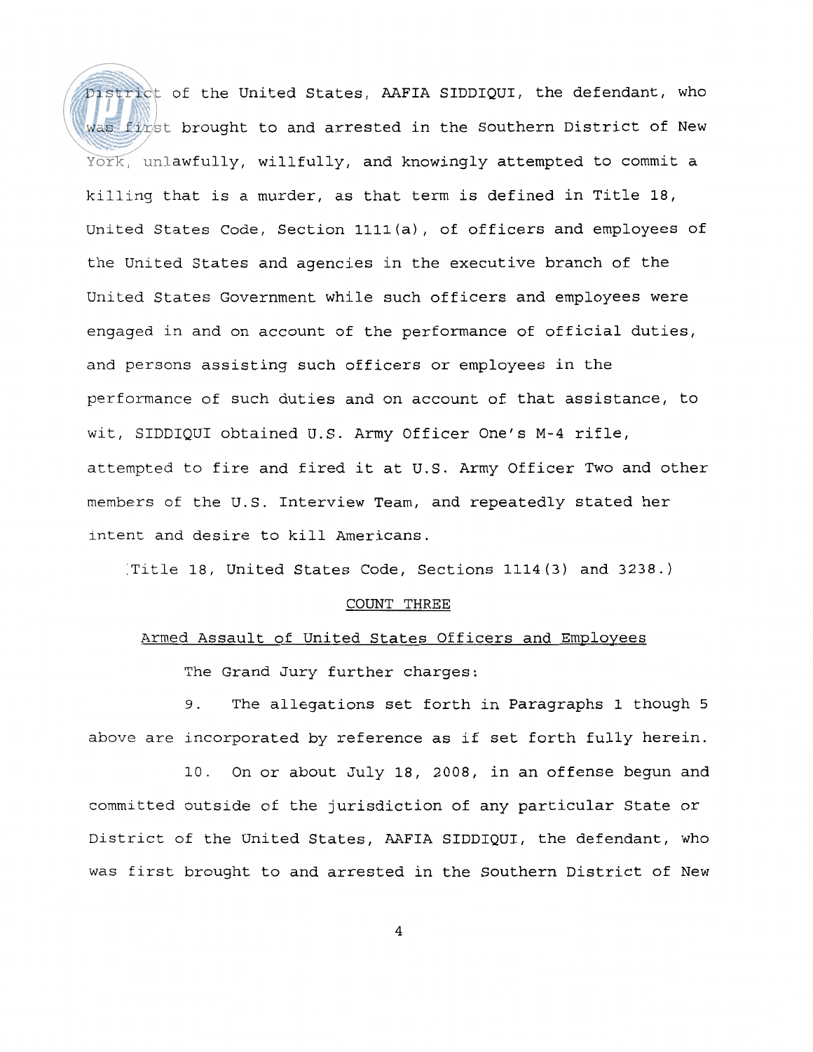District of the United States, AAFIA SIDDIQUI, the defendant, who was first brought to and arrested in the Southern District of New York, unlawfully, willfully, and knowingly attempted to commit a killing that is a murder, as that term is defined in Title 18, United States Code, Section 1111(a), of officers and employees of the United States and agencies in the executive branch of the United States Government while such officers and employees were engaged in and on account of the performance of official duties, and persons assisting such officers or employees in the performance of such duties and on account of that assistance, to wit, SIDDIQUI obtained U.S. Army Officer One's M-4 rifle, attempted to fire and fired it at U.S. Army Officer Two and other members of the U.S. Interview Team, and repeatedly stated her intent and desire to kill Americans.

(Title 18, United States Code, Sections 1114(3) and 3238.)

## COUNT THREE

### Armed Assault of United States Officers and Employees

The Grand Jury further charges:

9. The allegations set forth in Paragraphs 1 though 5 above are incorporated by reference as if set forth fully herein.

10. On or about July 18, 2008, in an offense begun and committed outside of the jurisdiction of any particular State or District of the United States, AAFIA SIDDIQUI, the defendant, who was first brought to and arrested in the Southern District of New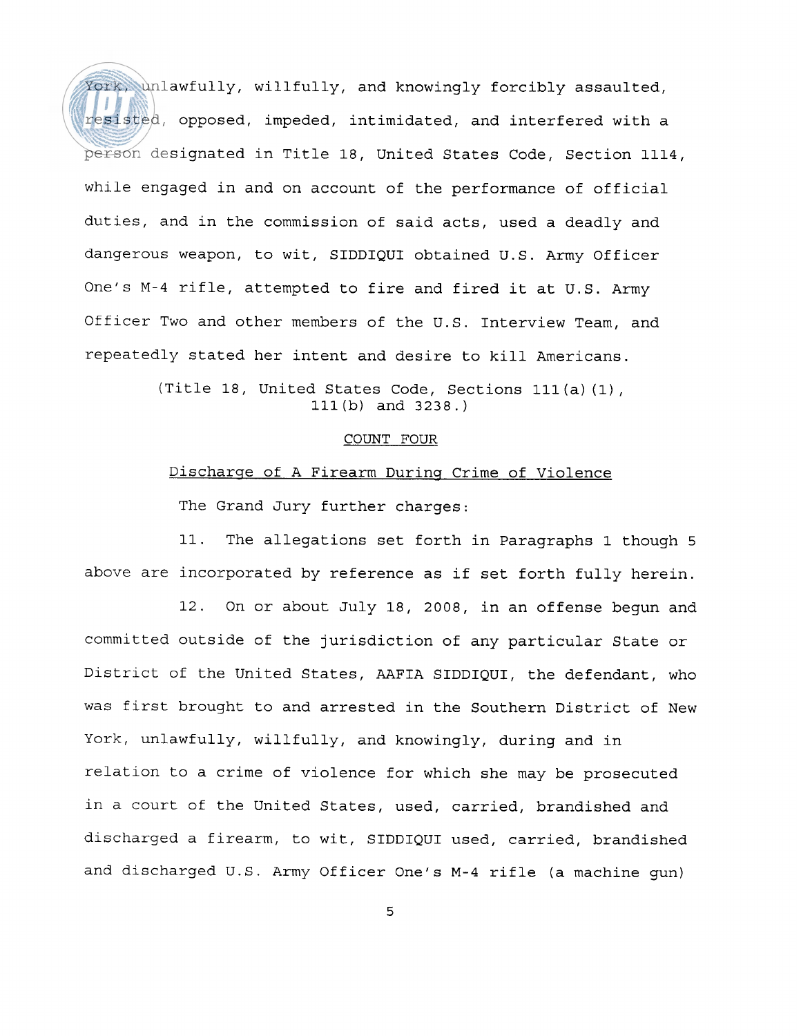York, unlawfully, willfully, and knowingly forcibly assaulted, resisted, opposed, impeded, intimidated, and interfered with a person designated in Title 18, United States Code, Section 1114, while engaged in and on account of the performance of official duties, and in the commission of said acts, used a deadly and dangerous weapon, to wit, SIDDIQUI obtained U.S. Army Officer One's M-4 rifle, attempted to fire and fired it at U.S. Army Officer Two and other members of the U.S. Interview Team, and repeatedly stated her intent and desire to kill Americans.

(Title 18, United States Code, Sections 111(a)(1), 111(b) and 3238.)

## COUNT FOUR

### Discharge of A Firearm During Crime of Violence

The Grand Jury further charges:

11. The allegations set forth in Paragraphs 1 though 5 above are incorporated by reference as if set forth fully herein.

12. On or about July 18, 2008, in an offense begun and committed outside of the jurisdiction of any particular State or District of the United States, AAFIA SIDDIQUI, the defendant, who was first brought to and arrested in the Southern District of New York, unlawfully, willfully, and knowingly, during and in relation to a crime of violence for which she may be prosecuted in a court of the United States, used, carried, brandished and discharged a firearm, to wit, SIDDIQUI used, carried, brandished and discharged U.S. Army Officer One's M-4 rifle (a machine gun)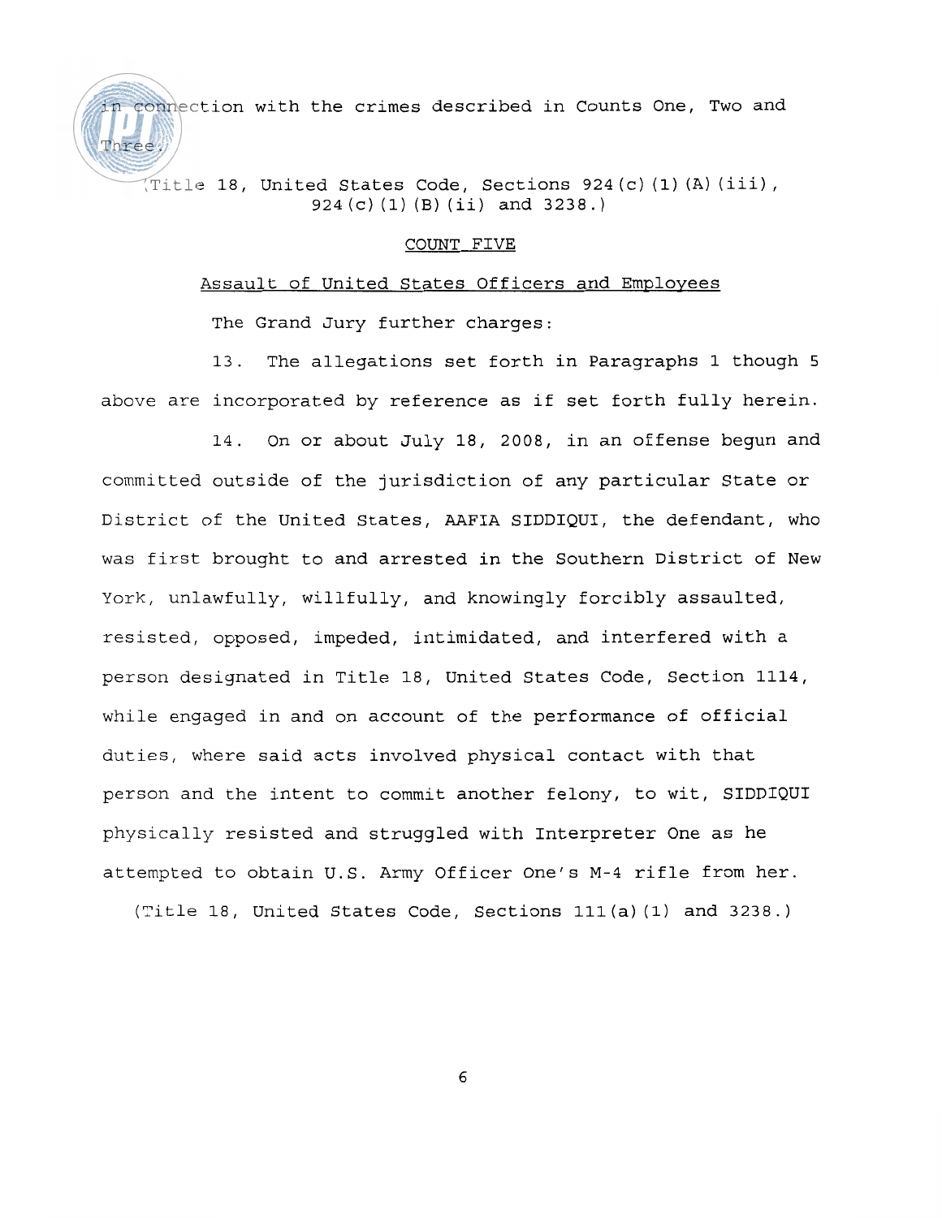in connection with the crimes described in Counts One, Two and Three.

(Title 18, United States Code, Sections 924(c)(1)(A)(iii), 924(c)(1)(B)(ii) and 3238.)

COUNT FIVE

Assault of United States Officers and Employees

The Grand Jury further charges:

13. The allegations set forth in Paragraphs 1 though 5 above are incorporated by reference as if set forth fully herein.

14. On or about July 18, 2008, in an offense begun and committed outside of the jurisdiction of any particular State or District of the United States, AAFIA SIDDIQUI, the defendant, who was first brought to and arrested in the Southern District of New York, unlawfully, willfully, and knowingly forcibly assaulted, resisted, opposed, impeded, intimidated, and interfered with a person designated in Title 18, United States Code, Section 1114, while engaged in and on account of the performance of official duties, where said acts involved physical contact with that person and the intent to commit another felony, to wit, SIDDIQUI physically resisted and struggled with Interpreter One as he attempted to obtain U.S. Army Officer One's M-4 rifle from her.

(Title 18, United States Code, Sections 111(a)(1) and 3238.)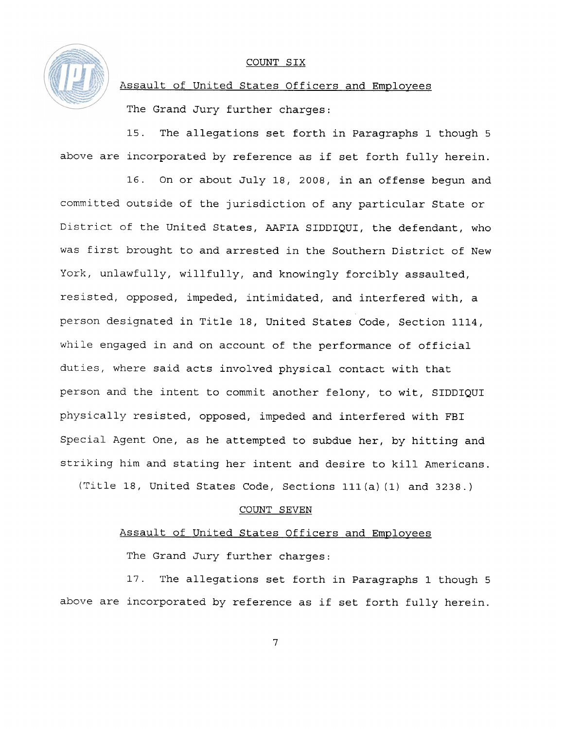## COUNT SIX

### Assault of United States Officers and Employees

The Grand Jury further charges:

15. The allegations set forth in Paragraphs 1 though 5 above are incorporated by reference as if set forth fully herein.

16. On or about July 18, 2008, in an offense begun and committed outside of the jurisdiction of any particular State or District of the United States, AAFIA SIDDIQUI, the defendant, who was first brought to and arrested in the Southern District of New York, unlawfully, willfully, and knowingly forcibly assaulted, resisted, opposed, impeded, intimidated, and interfered with, a person designated in Title 18, United States Code, Section 1114, while engaged in and on account of the performance of official duties, where said acts involved physical contact with that person and the intent to commit another felony, to wit, SIDDIQUI physically resisted, opposed, impeded and interfered with FBI Special Agent One, as he attempted to subdue her, by hitting and striking him and stating her intent and desire to kill Americans.

(Title 18, United States Code, Sections 111(a)(1) and 3238.)

## COUNT SEVEN

### Assault of United States Officers and Employees

The Grand Jury further charges:

17. The allegations set forth in Paragraphs 1 though 5 above are incorporated by reference as if set forth fully herein.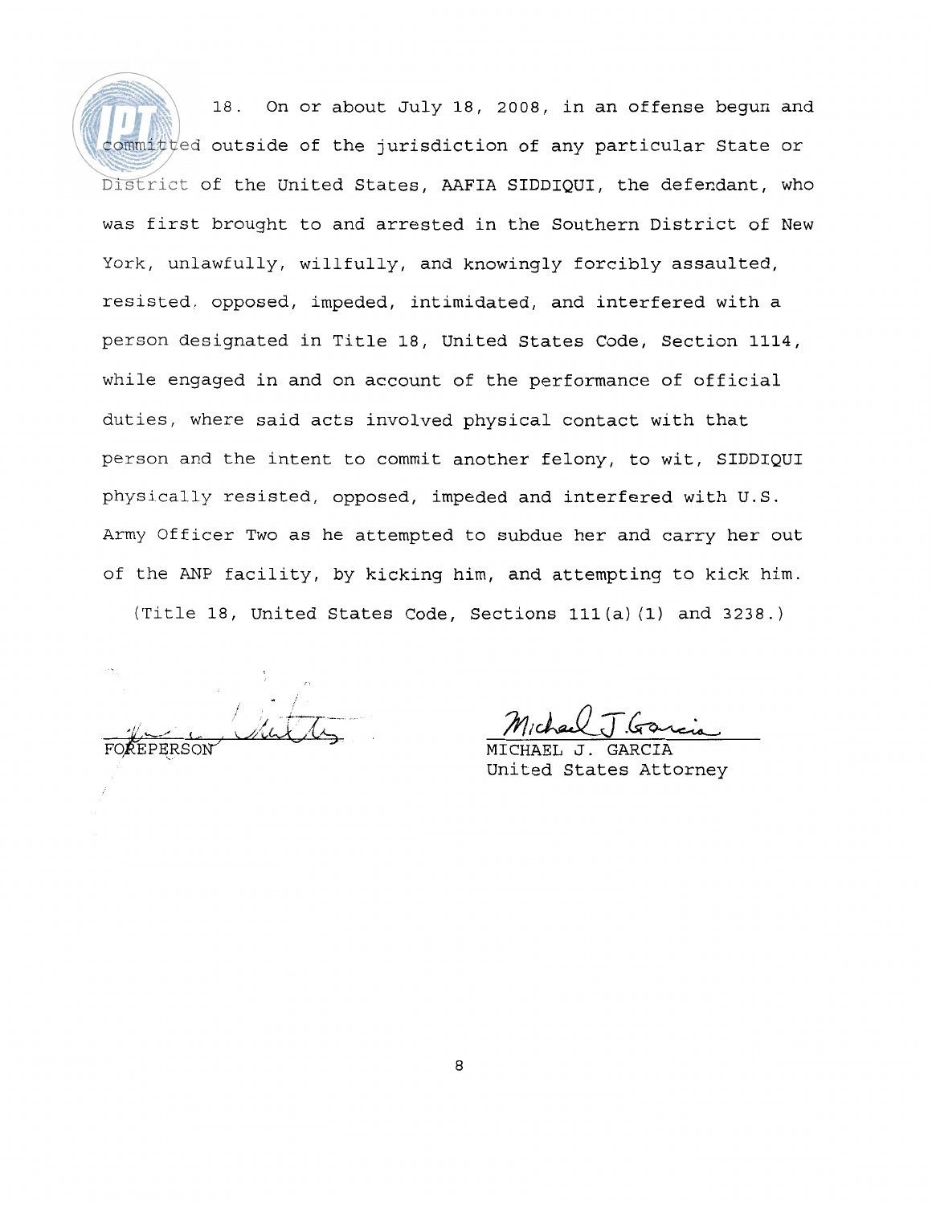18. On or about July 18, 2008, in an offense begun and committed outside of the jurisdiction of any particular State or District of the United States, AAFIA SIDDIQUI, the defendant, who was first brought to and arrested in the Southern District of New York, unlawfully, willfully, and knowingly forcibly assaulted, resisted, opposed, impeded, intimidated, and interfered with a person designated in Title 18, United States Code, Section 1114, while engaged in and on account of the performance of official duties, where said acts involved physical contact with that person and the intent to commit another felony, to wit, SIDDIQUI physically resisted, opposed, impeded and interfered with U.S. Army Officer Two as he attempted to subdue her and carry her out of the ANP facility, by kicking him, and attempting to kick him.

(Title 18, United States Code, Sections 111(a)(1) and 3238.)

FOREPERSON

MICHAEL J. GARCIA
United States Attorney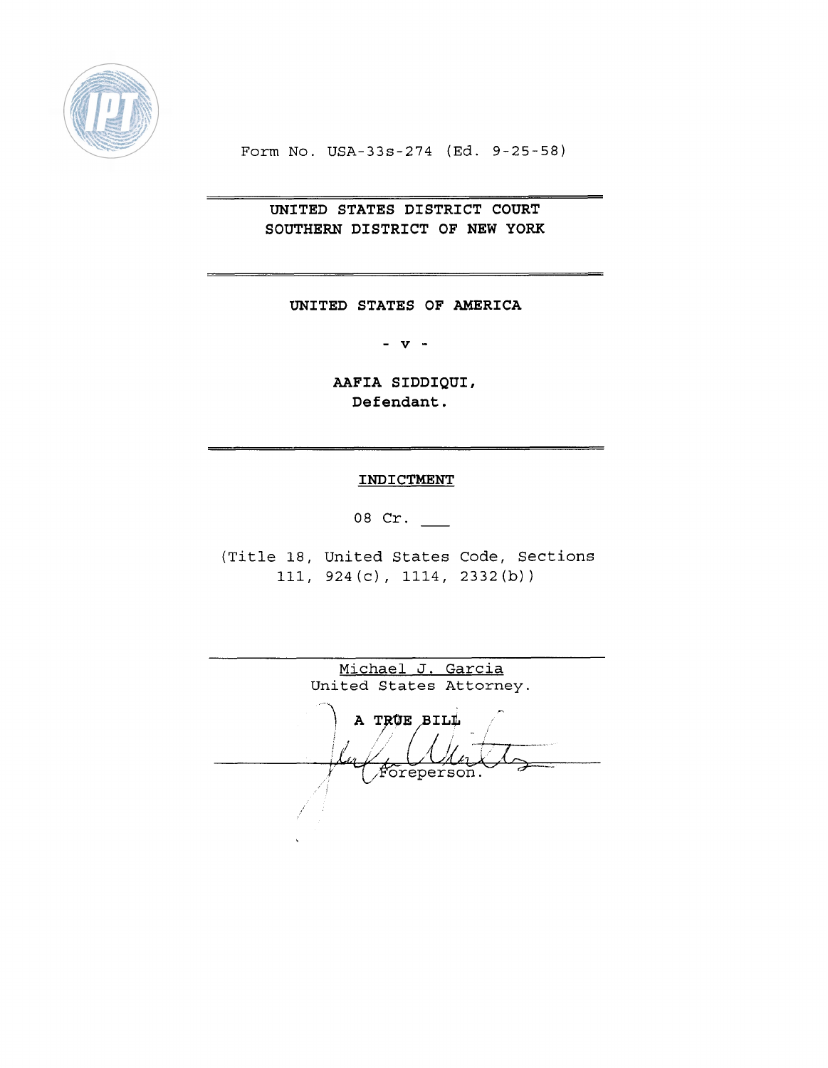Form No. USA-33s-274 (Ed. 9-25-58)

**UNITED STATES DISTRICT COURT**
**SOUTHERN DISTRICT OF NEW YORK**

**UNITED STATES OF AMERICA**

**- v -**

**AAFIA SIDDIQUI,**
**Defendant.**

**INDICTMENT**

08 Cr. ___

(Title 18, United States Code, Sections 111, 924(c), 1114, 2332(b))

Michael J. Garcia
United States Attorney.

**A TRUE BILL**

Foreperson.